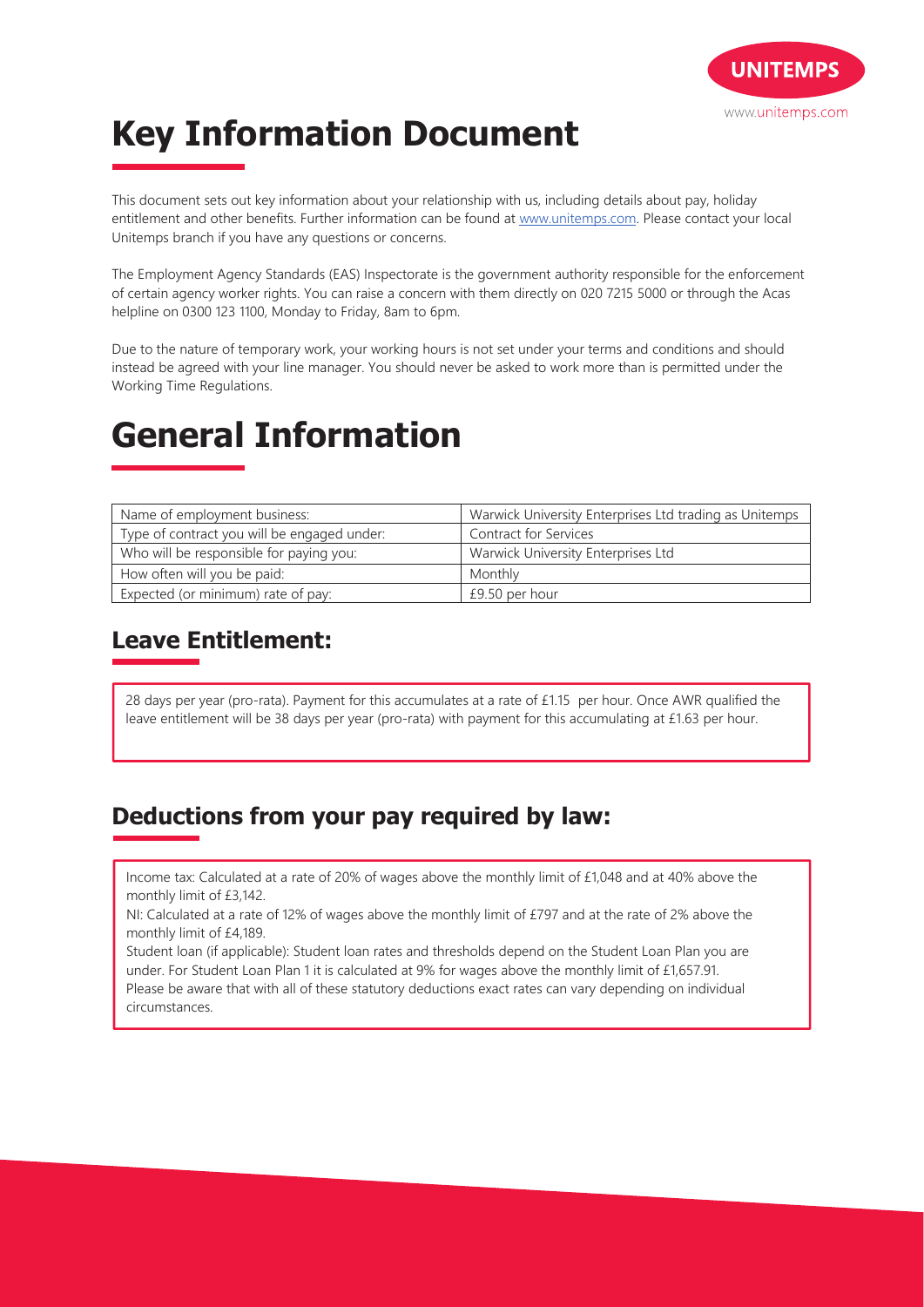# Key Information Document

This document sets out key information about your relationship with us, including details about pay, holiday entitlement and other benefits. Further information can be found at www.unitemps.com. Please contact your local Unitemps branch if you have any questions or concerns.

The Employment Agency Standards (EAS) Inspectorate is the government authority responsible for the enforcement of certain agency worker rights. You can raise a concern with them directly on 020 7215 5000 or through the Acas helpline on 0300 123 1100, Monday to Friday, 8am to 6pm.

Due to the nature of temporary work, your working hours is not set under your terms and conditions and should instead be agreed with your line manager. You should never be asked to work more than is permitted under the Working Time Regulations.

# General Information

| | |
|---|---|
| Name of employment business: | Warwick University Enterprises Ltd trading as Unitemps |
| Type of contract you will be engaged under: | Contract for Services |
| Who will be responsible for paying you: | Warwick University Enterprises Ltd |
| How often will you be paid: | Monthly |
| Expected (or minimum) rate of pay: | £9.50 per hour |

## Leave Entitlement:

28 days per year (pro-rata). Payment for this accumulates at a rate of £1.15 per hour. Once AWR qualified the leave entitlement will be 38 days per year (pro-rata) with payment for this accumulating at £1.63 per hour.

## Deductions from your pay required by law:

Income tax: Calculated at a rate of 20% of wages above the monthly limit of £1,048 and at 40% above the monthly limit of £3,142.
NI: Calculated at a rate of 12% of wages above the monthly limit of £797 and at the rate of 2% above the monthly limit of £4,189.
Student loan (if applicable): Student loan rates and thresholds depend on the Student Loan Plan you are under. For Student Loan Plan 1 it is calculated at 9% for wages above the monthly limit of £1,657.91.
Please be aware that with all of these statutory deductions exact rates can vary depending on individual circumstances.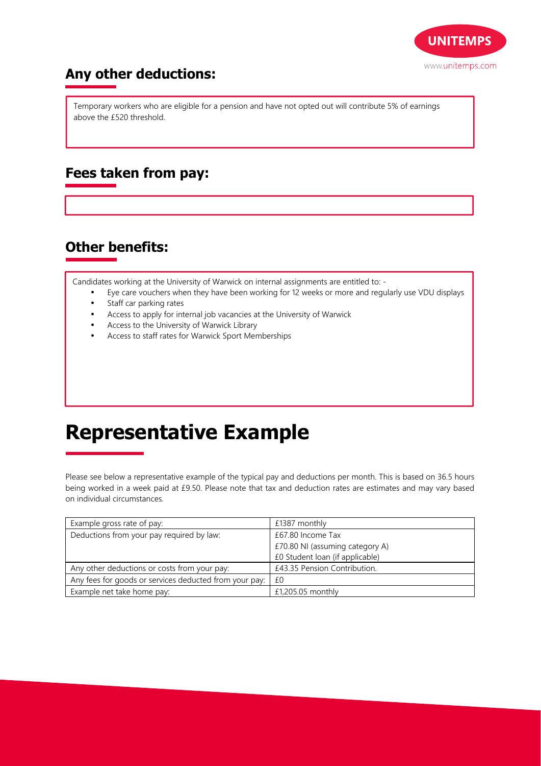## Any other deductions:

Temporary workers who are eligible for a pension and have not opted out will contribute 5% of earnings above the £520 threshold.

## Fees taken from pay:

## Other benefits:

Candidates working at the University of Warwick on internal assignments are entitled to: -

- Eye care vouchers when they have been working for 12 weeks or more and regularly use VDU displays
- Staff car parking rates
- Access to apply for internal job vacancies at the University of Warwick
- Access to the University of Warwick Library
- Access to staff rates for Warwick Sport Memberships

# Representative Example

Please see below a representative example of the typical pay and deductions per month. This is based on 36.5 hours being worked in a week paid at £9.50. Please note that tax and deduction rates are estimates and may vary based on individual circumstances.

| | |
|---|---|
| Example gross rate of pay: | £1387 monthly |
| Deductions from your pay required by law: | £67.80 Income Tax<br>£70.80 NI (assuming category A)<br>£0 Student loan (if applicable) |
| Any other deductions or costs from your pay: | £43.35 Pension Contribution. |
| Any fees for goods or services deducted from your pay: | £0 |
| Example net take home pay: | £1,205.05 monthly |